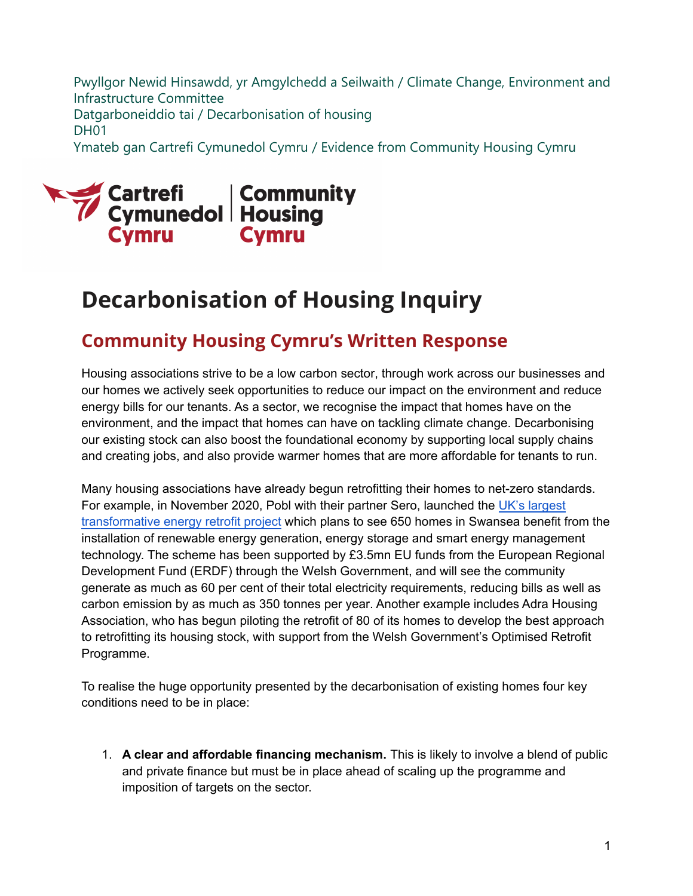Pwyllgor Newid Hinsawdd, yr Amgylchedd a Seilwaith / Climate Change, Environment and Infrastructure Committee
Datgarboneiddio tai / Decarbonisation of housing
DH01
Ymateb gan Cartrefi Cymunedol Cymru / Evidence from Community Housing Cymru

Cartrefi Cymunedol Cymru | Community Housing Cymru

# Decarbonisation of Housing Inquiry

## Community Housing Cymru's Written Response

Housing associations strive to be a low carbon sector, through work across our businesses and our homes we actively seek opportunities to reduce our impact on the environment and reduce energy bills for our tenants. As a sector, we recognise the impact that homes have on the environment, and the impact that homes can have on tackling climate change. Decarbonising our existing stock can also boost the foundational economy by supporting local supply chains and creating jobs, and also provide warmer homes that are more affordable for tenants to run.

Many housing associations have already begun retrofitting their homes to net-zero standards. For example, in November 2020, Pobl with their partner Sero, launched the UK's largest transformative energy retrofit project which plans to see 650 homes in Swansea benefit from the installation of renewable energy generation, energy storage and smart energy management technology. The scheme has been supported by £3.5mn EU funds from the European Regional Development Fund (ERDF) through the Welsh Government, and will see the community generate as much as 60 per cent of their total electricity requirements, reducing bills as well as carbon emission by as much as 350 tonnes per year. Another example includes Adra Housing Association, who has begun piloting the retrofit of 80 of its homes to develop the best approach to retrofitting its housing stock, with support from the Welsh Government's Optimised Retrofit Programme.

To realise the huge opportunity presented by the decarbonisation of existing homes four key conditions need to be in place:

1. **A clear and affordable financing mechanism.** This is likely to involve a blend of public and private finance but must be in place ahead of scaling up the programme and imposition of targets on the sector.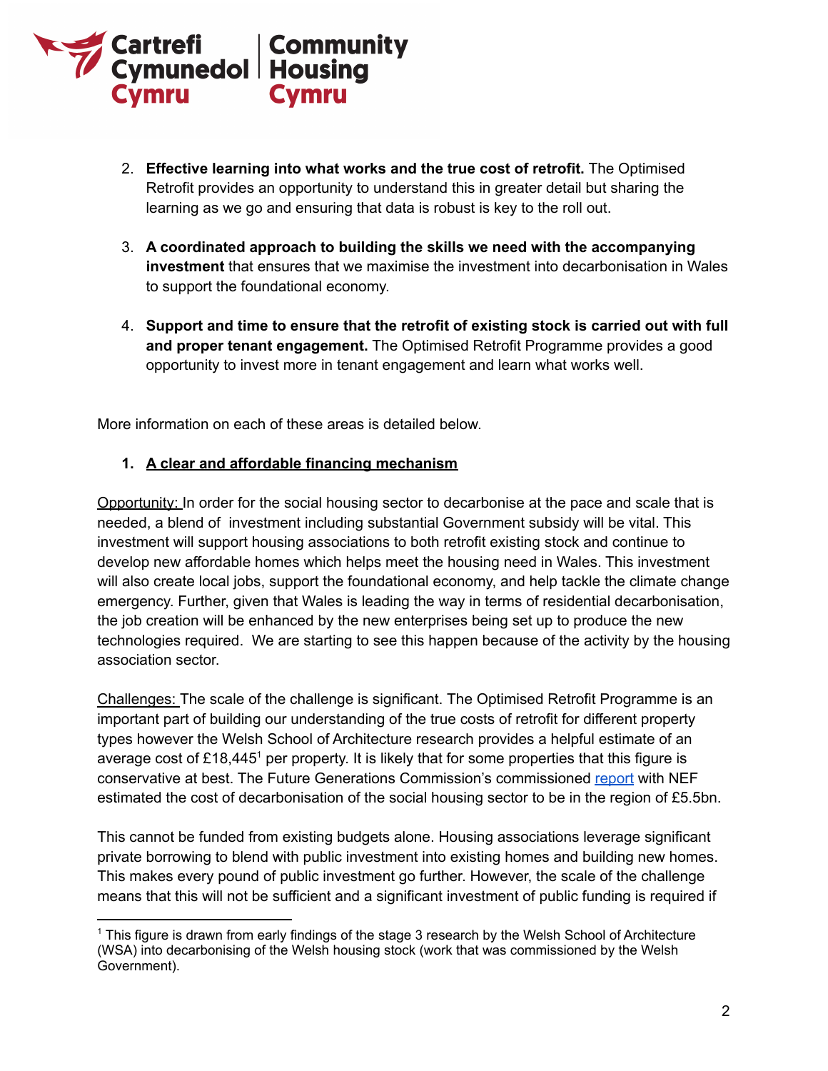2. **Effective learning into what works and the true cost of retrofit.** The Optimised Retrofit provides an opportunity to understand this in greater detail but sharing the learning as we go and ensuring that data is robust is key to the roll out.

3. **A coordinated approach to building the skills we need with the accompanying investment** that ensures that we maximise the investment into decarbonisation in Wales to support the foundational economy.

4. **Support and time to ensure that the retrofit of existing stock is carried out with full and proper tenant engagement.** The Optimised Retrofit Programme provides a good opportunity to invest more in tenant engagement and learn what works well.

More information on each of these areas is detailed below.

1. **A clear and affordable financing mechanism**

Opportunity: In order for the social housing sector to decarbonise at the pace and scale that is needed, a blend of investment including substantial Government subsidy will be vital. This investment will support housing associations to both retrofit existing stock and continue to develop new affordable homes which helps meet the housing need in Wales. This investment will also create local jobs, support the foundational economy, and help tackle the climate change emergency. Further, given that Wales is leading the way in terms of residential decarbonisation, the job creation will be enhanced by the new enterprises being set up to produce the new technologies required. We are starting to see this happen because of the activity by the housing association sector.

Challenges: The scale of the challenge is significant. The Optimised Retrofit Programme is an important part of building our understanding of the true costs of retrofit for different property types however the Welsh School of Architecture research provides a helpful estimate of an average cost of £18,445[1] per property. It is likely that for some properties that this figure is conservative at best. The Future Generations Commission's commissioned report with NEF estimated the cost of decarbonisation of the social housing sector to be in the region of £5.5bn.

This cannot be funded from existing budgets alone. Housing associations leverage significant private borrowing to blend with public investment into existing homes and building new homes. This makes every pound of public investment go further. However, the scale of the challenge means that this will not be sufficient and a significant investment of public funding is required if

[1] This figure is drawn from early findings of the stage 3 research by the Welsh School of Architecture (WSA) into decarbonising of the Welsh housing stock (work that was commissioned by the Welsh Government).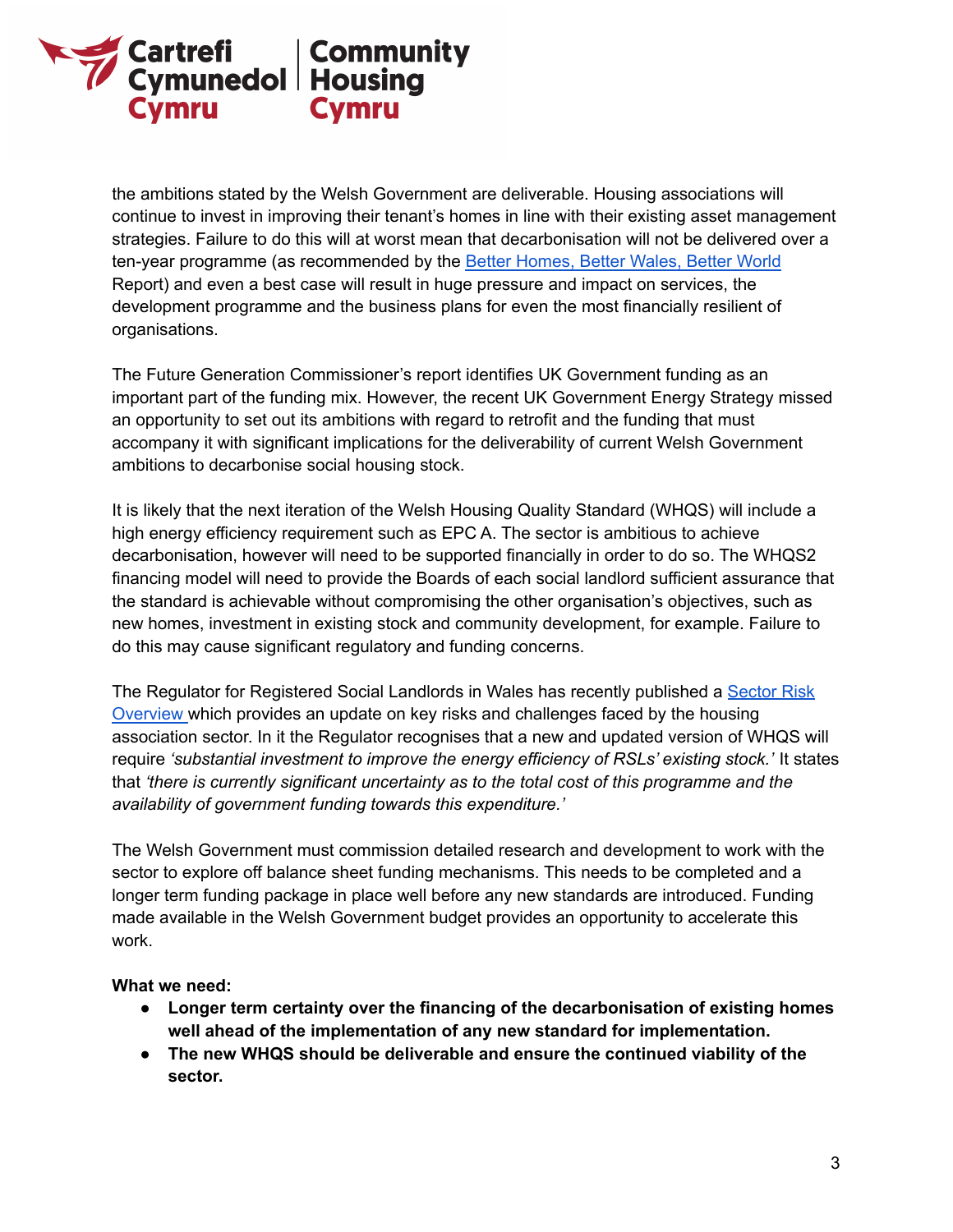the ambitions stated by the Welsh Government are deliverable. Housing associations will continue to invest in improving their tenant's homes in line with their existing asset management strategies. Failure to do this will at worst mean that decarbonisation will not be delivered over a ten-year programme (as recommended by the [Better Homes, Better Wales, Better World]() Report) and even a best case will result in huge pressure and impact on services, the development programme and the business plans for even the most financially resilient of organisations.

The Future Generation Commissioner's report identifies UK Government funding as an important part of the funding mix. However, the recent UK Government Energy Strategy missed an opportunity to set out its ambitions with regard to retrofit and the funding that must accompany it with significant implications for the deliverability of current Welsh Government ambitions to decarbonise social housing stock.

It is likely that the next iteration of the Welsh Housing Quality Standard (WHQS) will include a high energy efficiency requirement such as EPC A. The sector is ambitious to achieve decarbonisation, however will need to be supported financially in order to do so. The WHQS2 financing model will need to provide the Boards of each social landlord sufficient assurance that the standard is achievable without compromising the other organisation's objectives, such as new homes, investment in existing stock and community development, for example. Failure to do this may cause significant regulatory and funding concerns.

The Regulator for Registered Social Landlords in Wales has recently published a [Sector Risk Overview]() which provides an update on key risks and challenges faced by the housing association sector. In it the Regulator recognises that a new and updated version of WHQS will require *'substantial investment to improve the energy efficiency of RSLs' existing stock.'* It states that *'there is currently significant uncertainty as to the total cost of this programme and the availability of government funding towards this expenditure.'*

The Welsh Government must commission detailed research and development to work with the sector to explore off balance sheet funding mechanisms. This needs to be completed and a longer term funding package in place well before any new standards are introduced. Funding made available in the Welsh Government budget provides an opportunity to accelerate this work.

**What we need:**

- **Longer term certainty over the financing of the decarbonisation of existing homes well ahead of the implementation of any new standard for implementation.**
- **The new WHQS should be deliverable and ensure the continued viability of the sector.**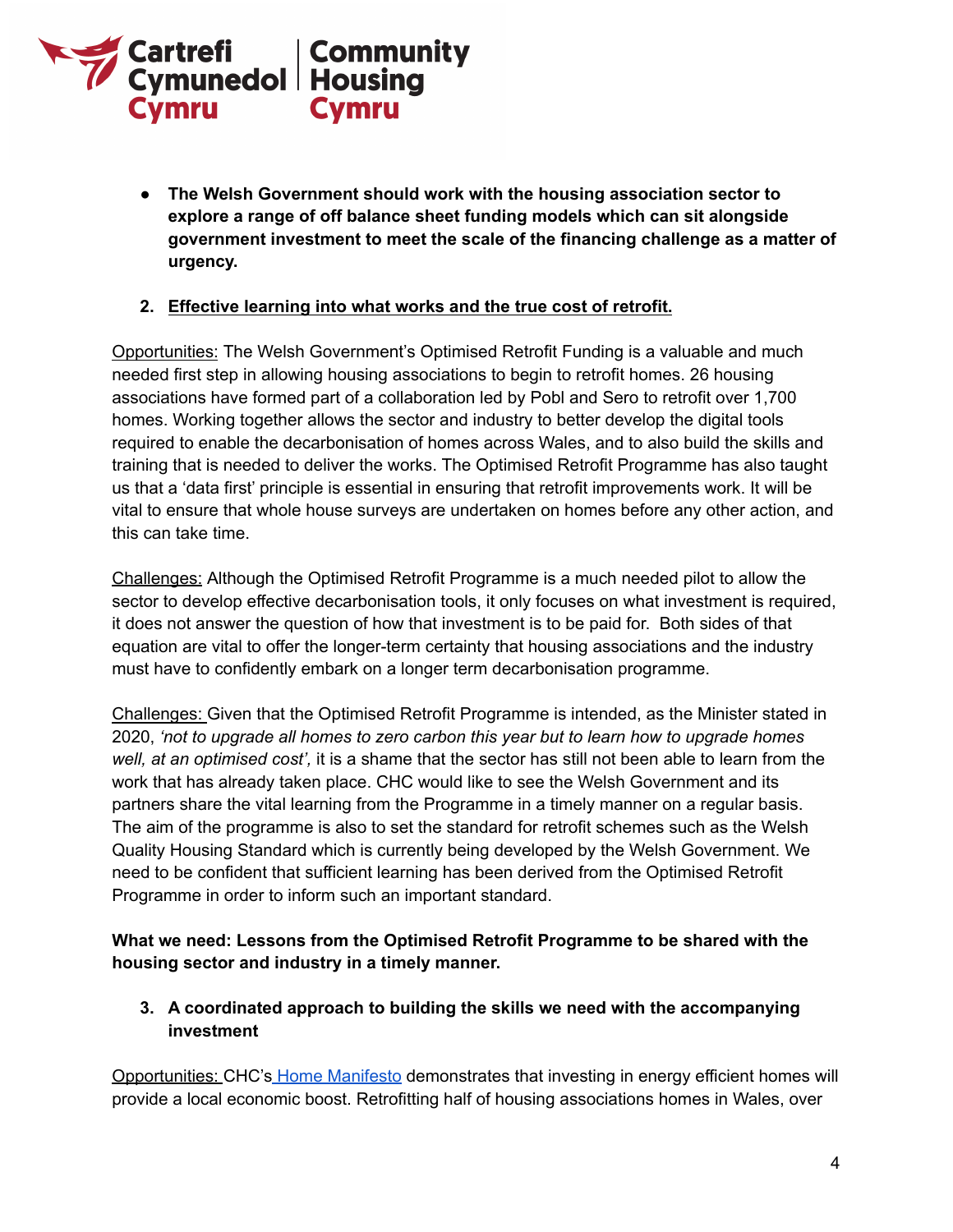- **The Welsh Government should work with the housing association sector to explore a range of off balance sheet funding models which can sit alongside government investment to meet the scale of the financing challenge as a matter of urgency.**

2. **Effective learning into what works and the true cost of retrofit.**

Opportunities: The Welsh Government's Optimised Retrofit Funding is a valuable and much needed first step in allowing housing associations to begin to retrofit homes. 26 housing associations have formed part of a collaboration led by Pobl and Sero to retrofit over 1,700 homes. Working together allows the sector and industry to better develop the digital tools required to enable the decarbonisation of homes across Wales, and to also build the skills and training that is needed to deliver the works. The Optimised Retrofit Programme has also taught us that a 'data first' principle is essential in ensuring that retrofit improvements work. It will be vital to ensure that whole house surveys are undertaken on homes before any other action, and this can take time.

Challenges: Although the Optimised Retrofit Programme is a much needed pilot to allow the sector to develop effective decarbonisation tools, it only focuses on what investment is required, it does not answer the question of how that investment is to be paid for. Both sides of that equation are vital to offer the longer-term certainty that housing associations and the industry must have to confidently embark on a longer term decarbonisation programme.

Challenges: Given that the Optimised Retrofit Programme is intended, as the Minister stated in 2020, *'not to upgrade all homes to zero carbon this year but to learn how to upgrade homes well, at an optimised cost',* it is a shame that the sector has still not been able to learn from the work that has already taken place. CHC would like to see the Welsh Government and its partners share the vital learning from the Programme in a timely manner on a regular basis. The aim of the programme is also to set the standard for retrofit schemes such as the Welsh Quality Housing Standard which is currently being developed by the Welsh Government. We need to be confident that sufficient learning has been derived from the Optimised Retrofit Programme in order to inform such an important standard.

**What we need: Lessons from the Optimised Retrofit Programme to be shared with the housing sector and industry in a timely manner.**

3. **A coordinated approach to building the skills we need with the accompanying investment**

Opportunities: CHC's Home Manifesto demonstrates that investing in energy efficient homes will provide a local economic boost. Retrofitting half of housing associations homes in Wales, over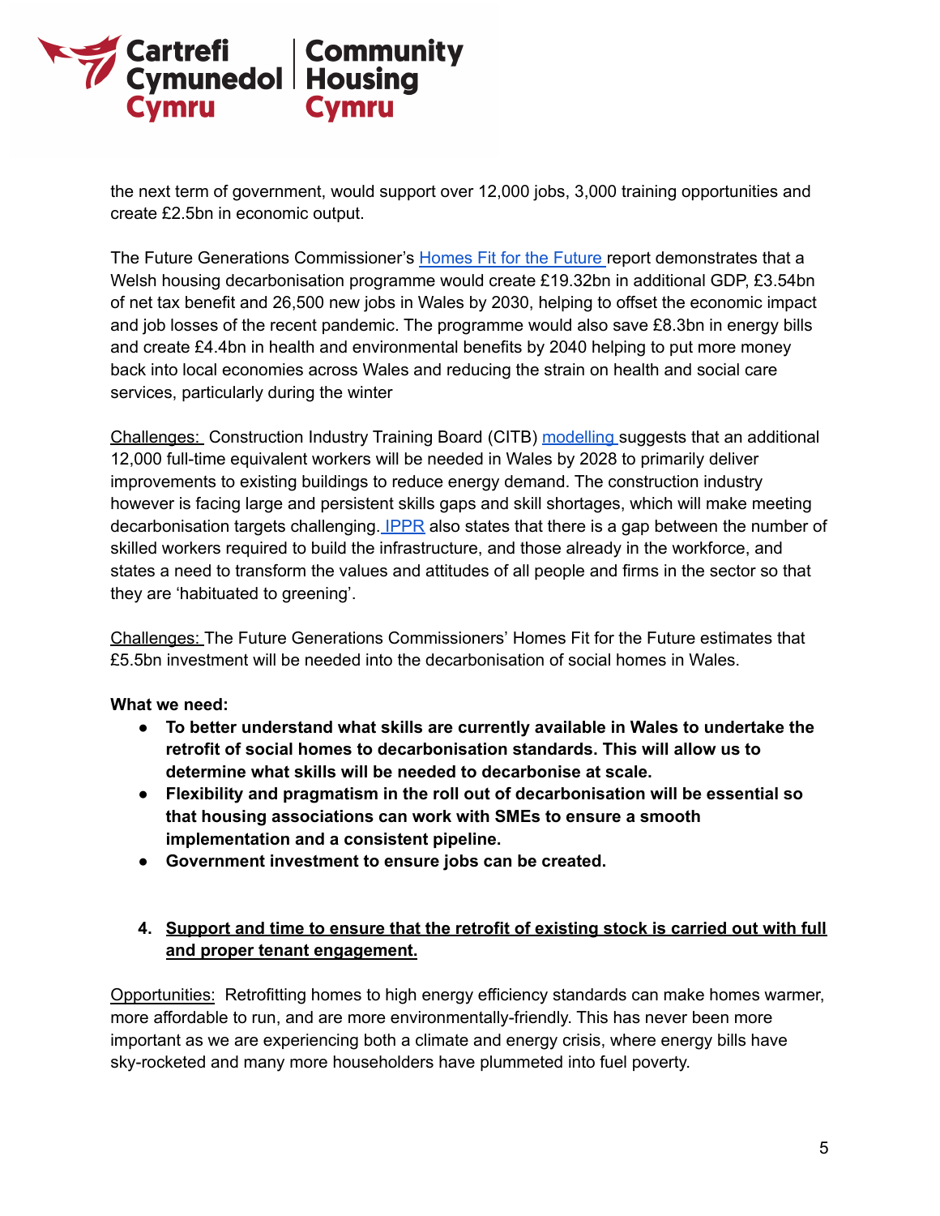the next term of government, would support over 12,000 jobs, 3,000 training opportunities and create £2.5bn in economic output.

The Future Generations Commissioner's [Homes Fit for the Future](#) report demonstrates that a Welsh housing decarbonisation programme would create £19.32bn in additional GDP, £3.54bn of net tax benefit and 26,500 new jobs in Wales by 2030, helping to offset the economic impact and job losses of the recent pandemic. The programme would also save £8.3bn in energy bills and create £4.4bn in health and environmental benefits by 2040 helping to put more money back into local economies across Wales and reducing the strain on health and social care services, particularly during the winter

<u>Challenges:</u> Construction Industry Training Board (CITB) [modelling](#) suggests that an additional 12,000 full-time equivalent workers will be needed in Wales by 2028 to primarily deliver improvements to existing buildings to reduce energy demand. The construction industry however is facing large and persistent skills gaps and skill shortages, which will make meeting decarbonisation targets challenging. [IPPR](#) also states that there is a gap between the number of skilled workers required to build the infrastructure, and those already in the workforce, and states a need to transform the values and attitudes of all people and firms in the sector so that they are 'habituated to greening'.

<u>Challenges:</u> The Future Generations Commissioners' Homes Fit for the Future estimates that £5.5bn investment will be needed into the decarbonisation of social homes in Wales.

**What we need:**

- **To better understand what skills are currently available in Wales to undertake the retrofit of social homes to decarbonisation standards. This will allow us to determine what skills will be needed to decarbonise at scale.**
- **Flexibility and pragmatism in the roll out of decarbonisation will be essential so that housing associations can work with SMEs to ensure a smooth implementation and a consistent pipeline.**
- **Government investment to ensure jobs can be created.**

4. **<u>Support and time to ensure that the retrofit of existing stock is carried out with full and proper tenant engagement.</u>**

<u>Opportunities:</u> Retrofitting homes to high energy efficiency standards can make homes warmer, more affordable to run, and are more environmentally-friendly. This has never been more important as we are experiencing both a climate and energy crisis, where energy bills have sky-rocketed and many more householders have plummeted into fuel poverty.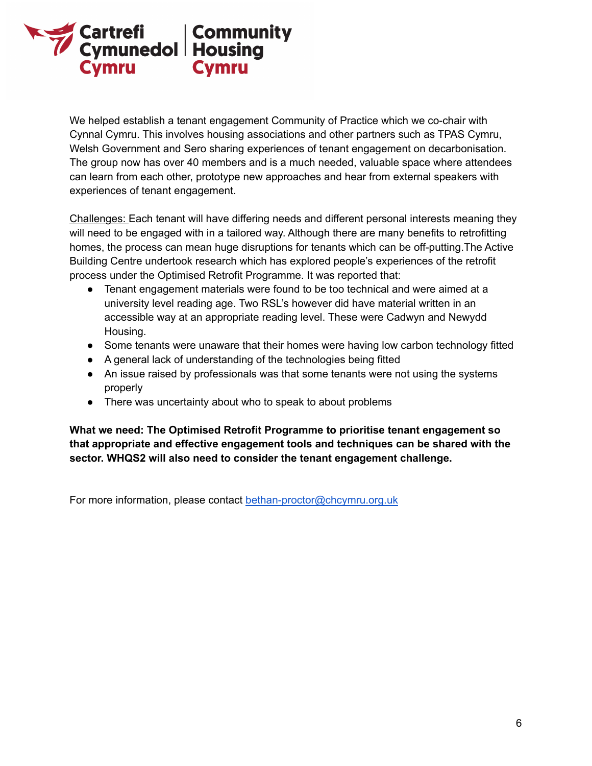We helped establish a tenant engagement Community of Practice which we co-chair with Cynnal Cymru. This involves housing associations and other partners such as TPAS Cymru, Welsh Government and Sero sharing experiences of tenant engagement on decarbonisation. The group now has over 40 members and is a much needed, valuable space where attendees can learn from each other, prototype new approaches and hear from external speakers with experiences of tenant engagement.

Challenges: Each tenant will have differing needs and different personal interests meaning they will need to be engaged with in a tailored way. Although there are many benefits to retrofitting homes, the process can mean huge disruptions for tenants which can be off-putting.The Active Building Centre undertook research which has explored people's experiences of the retrofit process under the Optimised Retrofit Programme. It was reported that:

- Tenant engagement materials were found to be too technical and were aimed at a university level reading age. Two RSL's however did have material written in an accessible way at an appropriate reading level. These were Cadwyn and Newydd Housing.
- Some tenants were unaware that their homes were having low carbon technology fitted
- A general lack of understanding of the technologies being fitted
- An issue raised by professionals was that some tenants were not using the systems properly
- There was uncertainty about who to speak to about problems

**What we need: The Optimised Retrofit Programme to prioritise tenant engagement so that appropriate and effective engagement tools and techniques can be shared with the sector. WHQS2 will also need to consider the tenant engagement challenge.**

For more information, please contact bethan-proctor@chcymru.org.uk